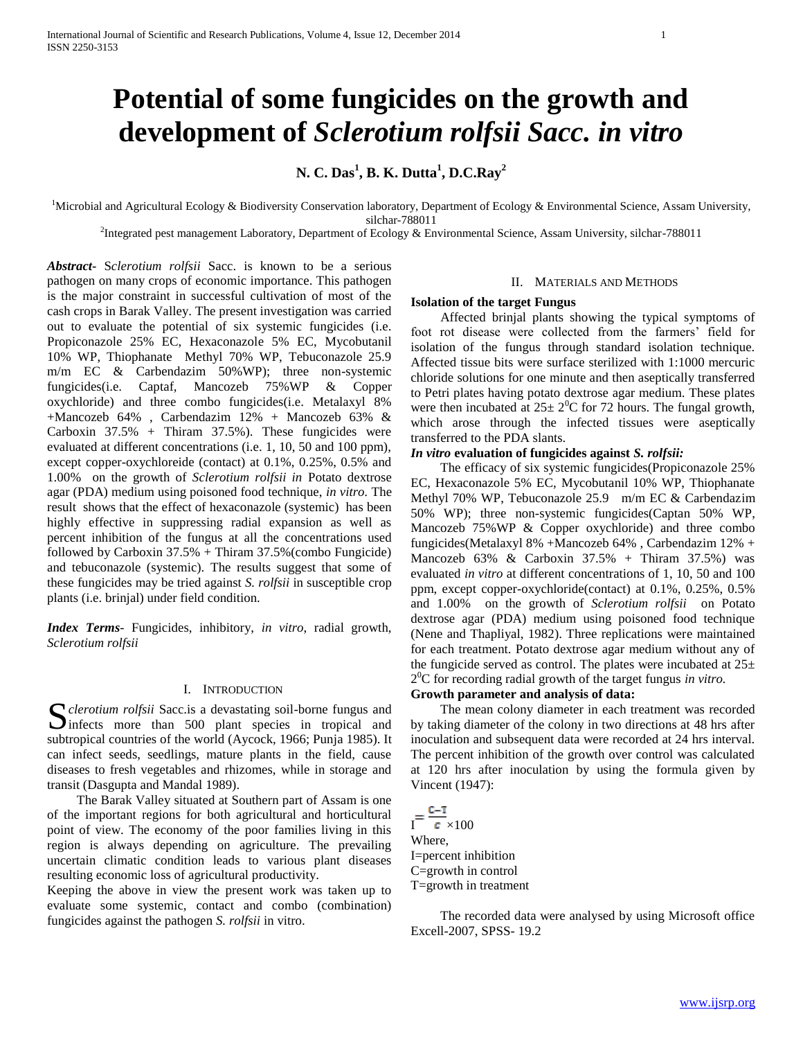# Potential of some fungicides on the growth and development of *Sclerotium rolfsii Sacc. in vitro*

**N. C. Das[1], B. K. Dutta[1], D.C.Ray[2]**

[1]Microbial and Agricultural Ecology & Biodiversity Conservation laboratory, Department of Ecology & Environmental Science, Assam University, silchar-788011

[2]Integrated pest management Laboratory, Department of Ecology & Environmental Science, Assam University, silchar-788011

***Abstract-*** S*clerotium rolfsii* Sacc. is known to be a serious pathogen on many crops of economic importance. This pathogen is the major constraint in successful cultivation of most of the cash crops in Barak Valley. The present investigation was carried out to evaluate the potential of six systemic fungicides (i.e. Propiconazole 25% EC, Hexaconazole 5% EC, Mycobutanil 10% WP, Thiophanate Methyl 70% WP, Tebuconazole 25.9 m/m EC & Carbendazim 50%WP); three non-systemic fungicides(i.e. Captaf, Mancozeb 75%WP & Copper oxychloride) and three combo fungicides(i.e. Metalaxyl 8% +Mancozeb 64% , Carbendazim 12% + Mancozeb 63% & Carboxin 37.5% + Thiram 37.5%). These fungicides were evaluated at different concentrations (i.e. 1, 10, 50 and 100 ppm), except copper-oxychloreide (contact) at 0.1%, 0.25%, 0.5% and 1.00% on the growth of *Sclerotium rolfsii in* Potato dextrose agar (PDA) medium using poisoned food technique, *in vitro*. The result shows that the effect of hexaconazole (systemic) has been highly effective in suppressing radial expansion as well as percent inhibition of the fungus at all the concentrations used followed by Carboxin 37.5% + Thiram 37.5%(combo Fungicide) and tebuconazole (systemic). The results suggest that some of these fungicides may be tried against *S. rolfsii* in susceptible crop plants (i.e. brinjal) under field condition.

***Index Terms-*** Fungicides, inhibitory, *in vitro,* radial growth, *Sclerotium rolfsii*

## I. Introduction

*Sclerotium rolfsii* Sacc.is a devastating soil-borne fungus and infects more than 500 plant species in tropical and subtropical countries of the world (Aycock, 1966; Punja 1985). It can infect seeds, seedlings, mature plants in the field, cause diseases to fresh vegetables and rhizomes, while in storage and transit (Dasgupta and Mandal 1989).

The Barak Valley situated at Southern part of Assam is one of the important regions for both agricultural and horticultural point of view. The economy of the poor families living in this region is always depending on agriculture. The prevailing uncertain climatic condition leads to various plant diseases resulting economic loss of agricultural productivity.

Keeping the above in view the present work was taken up to evaluate some systemic, contact and combo (combination) fungicides against the pathogen *S. rolfsii* in vitro.

## II. Materials and Methods

**Isolation of the target Fungus**

Affected brinjal plants showing the typical symptoms of foot rot disease were collected from the farmers' field for isolation of the fungus through standard isolation technique. Affected tissue bits were surface sterilized with 1:1000 mercuric chloride solutions for one minute and then aseptically transferred to Petri plates having potato dextrose agar medium. These plates were then incubated at $25\pm 2^0$C for 72 hours. The fungal growth, which arose through the infected tissues were aseptically transferred to the PDA slants.

***In vitro*** **evaluation of fungicides against** ***S. rolfsii:***

The efficacy of six systemic fungicides(Propiconazole 25% EC, Hexaconazole 5% EC, Mycobutanil 10% WP, Thiophanate Methyl 70% WP, Tebuconazole 25.9 m/m EC & Carbendazim 50% WP); three non-systemic fungicides(Captan 50% WP, Mancozeb 75%WP & Copper oxychloride) and three combo fungicides(Metalaxyl 8% +Mancozeb 64% , Carbendazim 12% + Mancozeb 63% & Carboxin 37.5% + Thiram 37.5%) was evaluated *in vitro* at different concentrations of 1, 10, 50 and 100 ppm, except copper-oxychloride(contact) at 0.1%, 0.25%, 0.5% and 1.00% on the growth of *Sclerotium rolfsii* on Potato dextrose agar (PDA) medium using poisoned food technique (Nene and Thapliyal, 1982). Three replications were maintained for each treatment. Potato dextrose agar medium without any of the fungicide served as control. The plates were incubated at $25\pm 2^0$C for recording radial growth of the target fungus *in vitro.*

**Growth parameter and analysis of data:**

The mean colony diameter in each treatment was recorded by taking diameter of the colony in two directions at 48 hrs after inoculation and subsequent data were recorded at 24 hrs interval. The percent inhibition of the growth over control was calculated at 120 hrs after inoculation by using the formula given by Vincent (1947):

$$I = \frac{C-T}{C} \times 100$$

Where,
I=percent inhibition
C=growth in control
T=growth in treatment

The recorded data were analysed by using Microsoft office Excell-2007, SPSS- 19.2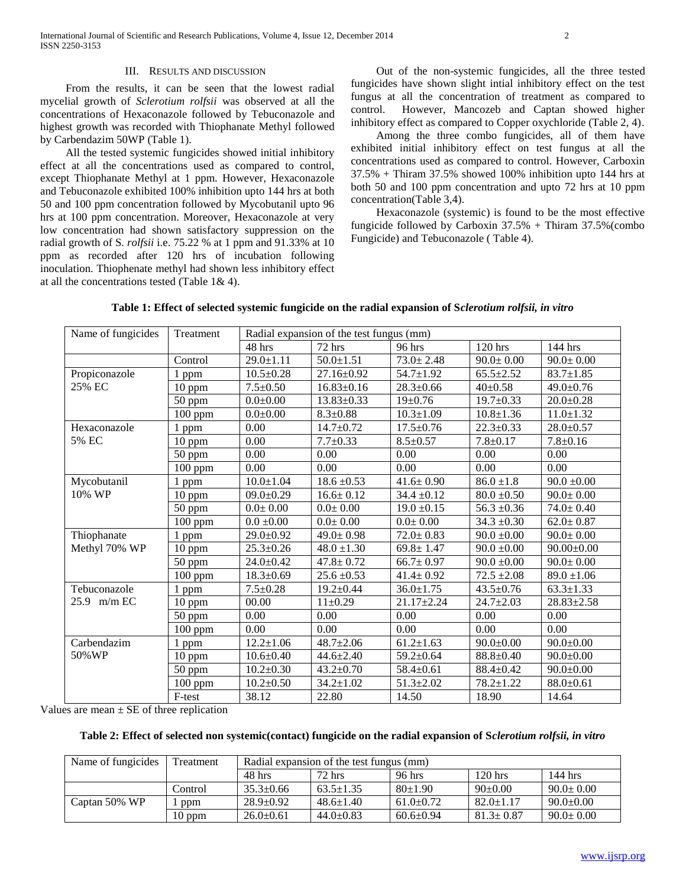## III. Results and Discussion

From the results, it can be seen that the lowest radial mycelial growth of *Sclerotium rolfsii* was observed at all the concentrations of Hexaconazole followed by Tebuconazole and highest growth was recorded with Thiophanate Methyl followed by Carbendazim 50WP (Table 1).

All the tested systemic fungicides showed initial inhibitory effect at all the concentrations used as compared to control, except Thiophanate Methyl at 1 ppm. However, Hexaconazole and Tebuconazole exhibited 100% inhibition upto 144 hrs at both 50 and 100 ppm concentration followed by Mycobutanil upto 96 hrs at 100 ppm concentration. Moreover, Hexaconazole at very low concentration had shown satisfactory suppression on the radial growth of S. *rolfsii* i.e. 75.22 % at 1 ppm and 91.33% at 10 ppm as recorded after 120 hrs of incubation following inoculation. Thiophenate methyl had shown less inhibitory effect at all the concentrations tested (Table 1& 4).

Out of the non-systemic fungicides, all the three tested fungicides have shown slight intial inhibitory effect on the test fungus at all the concentration of treatment as compared to control. However, Mancozeb and Captan showed higher inhibitory effect as compared to Copper oxychloride (Table 2, 4).

Among the three combo fungicides, all of them have exhibited initial inhibitory effect on test fungus at all the concentrations used as compared to control. However, Carboxin 37.5% + Thiram 37.5% showed 100% inhibition upto 144 hrs at both 50 and 100 ppm concentration and upto 72 hrs at 10 ppm concentration(Table 3,4).

Hexaconazole (systemic) is found to be the most effective fungicide followed by Carboxin 37.5% + Thiram 37.5%(combo Fungicide) and Tebuconazole ( Table 4).

**Table 1: Effect of selected systemic fungicide on the radial expansion of S*clerotium rolfsii, in vitro***

| Name of fungicides | Treatment | Radial expansion of the test fungus (mm) | | | | |
|---|---|---|---|---|---|---|
| | | 48 hrs | 72 hrs | 96 hrs | 120 hrs | 144 hrs |
| | Control | 29.0±1.11 | 50.0±1.51 | 73.0± 2.48 | 90.0± 0.00 | 90.0± 0.00 |
| Propiconazole 25% EC | 1 ppm | 10.5±0.28 | 27.16±0.92 | 54.7±1.92 | 65.5±2.52 | 83.7±1.85 |
| | 10 ppm | 7.5±0.50 | 16.83±0.16 | 28.3±0.66 | 40±0.58 | 49.0±0.76 |
| | 50 ppm | 0.0±0.00 | 13.83±0.33 | 19±0.76 | 19.7±0.33 | 20.0±0.28 |
| | 100 ppm | 0.0±0.00 | 8.3±0.88 | 10.3±1.09 | 10.8±1.36 | 11.0±1.32 |
| Hexaconazole 5% EC | 1 ppm | 0.00 | 14.7±0.72 | 17.5±0.76 | 22.3±0.33 | 28.0±0.57 |
| | 10 ppm | 0.00 | 7.7±0.33 | 8.5±0.57 | 7.8±0.17 | 7.8±0.16 |
| | 50 ppm | 0.00 | 0.00 | 0.00 | 0.00 | 0.00 |
| | 100 ppm | 0.00 | 0.00 | 0.00 | 0.00 | 0.00 |
| Mycobutanil 10% WP | 1 ppm | 10.0±1.04 | 18.6 ±0.53 | 41.6± 0.90 | 86.0 ±1.8 | 90.0 ±0.00 |
| | 10 ppm | 09.0±0.29 | 16.6± 0.12 | 34.4 ±0.12 | 80.0 ±0.50 | 90.0± 0.00 |
| | 50 ppm | 0.0± 0.00 | 0.0± 0.00 | 19.0 ±0.15 | 56.3 ±0.36 | 74.0± 0.40 |
| | 100 ppm | 0.0 ±0.00 | 0.0± 0.00 | 0.0± 0.00 | 34.3 ±0.30 | 62.0± 0.87 |
| Thiophanate Methyl 70% WP | 1 ppm | 29.0±0.92 | 49.0± 0.98 | 72.0± 0.83 | 90.0 ±0.00 | 90.0± 0.00 |
| | 10 ppm | 25.3±0.26 | 48.0 ±1.30 | 69.8± 1.47 | 90.0 ±0.00 | 90.00±0.00 |
| | 50 ppm | 24.0±0.42 | 47.8± 0.72 | 66.7± 0.97 | 90.0 ±0.00 | 90.0± 0.00 |
| | 100 ppm | 18.3±0.69 | 25.6 ±0.53 | 41.4± 0.92 | 72.5 ±2.08 | 89.0 ±1.06 |
| Tebuconazole 25.9 m/m EC | 1 ppm | 7.5±0.28 | 19.2±0.44 | 36.0±1.75 | 43.5±0.76 | 63.3±1.33 |
| | 10 ppm | 00.00 | 11±0.29 | 21.17±2.24 | 24.7±2.03 | 28.83±2.58 |
| | 50 ppm | 0.00 | 0.00 | 0.00 | 0.00 | 0.00 |
| | 100 ppm | 0.00 | 0.00 | 0.00 | 0.00 | 0.00 |
| Carbendazim 50%WP | 1 ppm | 12.2±1.06 | 48.7±2.06 | 61.2±1.63 | 90.0±0.00 | 90.0±0.00 |
| | 10 ppm | 10.6±0.40 | 44.6±2.40 | 59.2±0.64 | 88.8±0.40 | 90.0±0.00 |
| | 50 ppm | 10.2±0.30 | 43.2±0.70 | 58.4±0.61 | 88.4±0.42 | 90.0±0.00 |
| | 100 ppm | 10.2±0.50 | 34.2±1.02 | 51.3±2.02 | 78.2±1.22 | 88.0±0.61 |
| | F-test | 38.12 | 22.80 | 14.50 | 18.90 | 14.64 |

Values are mean ± SE of three replication

**Table 2: Effect of selected non systemic(contact) fungicide on the radial expansion of S*clerotium rolfsii, in vitro***

| Name of fungicides | Treatment | Radial expansion of the test fungus (mm) | | | | |
|---|---|---|---|---|---|---|
| | | 48 hrs | 72 hrs | 96 hrs | 120 hrs | 144 hrs |
| | Control | 35.3±0.66 | 63.5±1.35 | 80±1.90 | 90±0.00 | 90.0± 0.00 |
| Captan 50% WP | 1 ppm | 28.9±0.92 | 48.6±1.40 | 61.0±0.72 | 82.0±1.17 | 90.0±0.00 |
| | 10 ppm | 26.0±0.61 | 44.0±0.83 | 60.6±0.94 | 81.3± 0.87 | 90.0± 0.00 |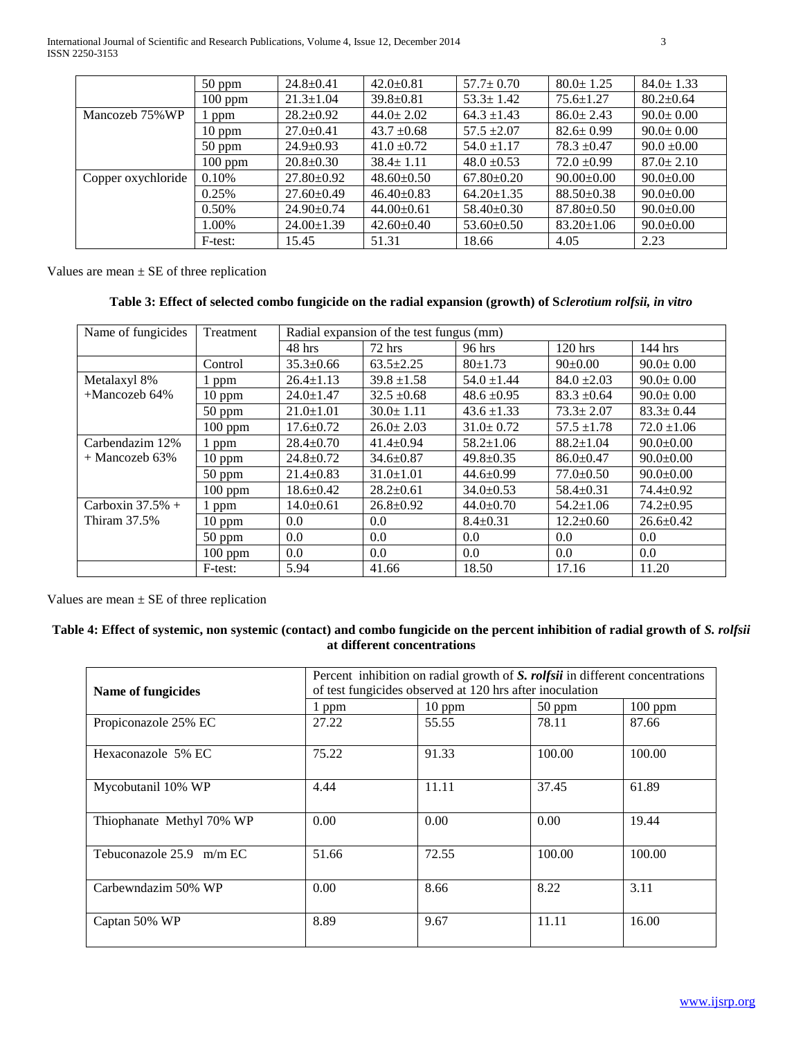| | 50 ppm | 24.8±0.41 | 42.0±0.81 | 57.7± 0.70 | 80.0± 1.25 | 84.0± 1.33 |
|---|---|---|---|---|---|---|
| | 100 ppm | 21.3±1.04 | 39.8±0.81 | 53.3± 1.42 | 75.6±1.27 | 80.2±0.64 |
| Mancozeb 75%WP | 1 ppm | 28.2±0.92 | 44.0± 2.02 | 64.3 ±1.43 | 86.0± 2.43 | 90.0± 0.00 |
| | 10 ppm | 27.0±0.41 | 43.7 ±0.68 | 57.5 ±2.07 | 82.6± 0.99 | 90.0± 0.00 |
| | 50 ppm | 24.9±0.93 | 41.0 ±0.72 | 54.0 ±1.17 | 78.3 ±0.47 | 90.0 ±0.00 |
| | 100 ppm | 20.8±0.30 | 38.4± 1.11 | 48.0 ±0.53 | 72.0 ±0.99 | 87.0± 2.10 |
| Copper oxychloride | 0.10% | 27.80±0.92 | 48.60±0.50 | 67.80±0.20 | 90.00±0.00 | 90.0±0.00 |
| | 0.25% | 27.60±0.49 | 46.40±0.83 | 64.20±1.35 | 88.50±0.38 | 90.0±0.00 |
| | 0.50% | 24.90±0.74 | 44.00±0.61 | 58.40±0.30 | 87.80±0.50 | 90.0±0.00 |
| | 1.00% | 24.00±1.39 | 42.60±0.40 | 53.60±0.50 | 83.20±1.06 | 90.0±0.00 |
| | F-test: | 15.45 | 51.31 | 18.66 | 4.05 | 2.23 |

Values are mean ± SE of three replication

**Table 3: Effect of selected combo fungicide on the radial expansion (growth) of S*clerotium rolfsii, in vitro***

| Name of fungicides | Treatment | Radial expansion of the test fungus (mm) | | | | |
|---|---|---|---|---|---|---|
| | | 48 hrs | 72 hrs | 96 hrs | 120 hrs | 144 hrs |
| | Control | 35.3±0.66 | 63.5±2.25 | 80±1.73 | 90±0.00 | 90.0± 0.00 |
| Metalaxyl 8% +Mancozeb 64% | 1 ppm | 26.4±1.13 | 39.8 ±1.58 | 54.0 ±1.44 | 84.0 ±2.03 | 90.0± 0.00 |
| | 10 ppm | 24.0±1.47 | 32.5 ±0.68 | 48.6 ±0.95 | 83.3 ±0.64 | 90.0± 0.00 |
| | 50 ppm | 21.0±1.01 | 30.0± 1.11 | 43.6 ±1.33 | 73.3± 2.07 | 83.3± 0.44 |
| | 100 ppm | 17.6±0.72 | 26.0± 2.03 | 31.0± 0.72 | 57.5 ±1.78 | 72.0 ±1.06 |
| Carbendazim 12% + Mancozeb 63% | 1 ppm | 28.4±0.70 | 41.4±0.94 | 58.2±1.06 | 88.2±1.04 | 90.0±0.00 |
| | 10 ppm | 24.8±0.72 | 34.6±0.87 | 49.8±0.35 | 86.0±0.47 | 90.0±0.00 |
| | 50 ppm | 21.4±0.83 | 31.0±1.01 | 44.6±0.99 | 77.0±0.50 | 90.0±0.00 |
| | 100 ppm | 18.6±0.42 | 28.2±0.61 | 34.0±0.53 | 58.4±0.31 | 74.4±0.92 |
| Carboxin 37.5% + Thiram 37.5% | 1 ppm | 14.0±0.61 | 26.8±0.92 | 44.0±0.70 | 54.2±1.06 | 74.2±0.95 |
| | 10 ppm | 0.0 | 0.0 | 8.4±0.31 | 12.2±0.60 | 26.6±0.42 |
| | 50 ppm | 0.0 | 0.0 | 0.0 | 0.0 | 0.0 |
| | 100 ppm | 0.0 | 0.0 | 0.0 | 0.0 | 0.0 |
| | F-test: | 5.94 | 41.66 | 18.50 | 17.16 | 11.20 |

Values are mean ± SE of three replication

**Table 4: Effect of systemic, non systemic (contact) and combo fungicide on the percent inhibition of radial growth of *S. rolfsii* at different concentrations**

| Name of fungicides | Percent inhibition on radial growth of ***S. rolfsii*** in different concentrations of test fungicides observed at 120 hrs after inoculation | | | |
|---|---|---|---|---|
| | 1 ppm | 10 ppm | 50 ppm | 100 ppm |
| Propiconazole 25% EC | 27.22 | 55.55 | 78.11 | 87.66 |
| Hexaconazole 5% EC | 75.22 | 91.33 | 100.00 | 100.00 |
| Mycobutanil 10% WP | 4.44 | 11.11 | 37.45 | 61.89 |
| Thiophanate Methyl 70% WP | 0.00 | 0.00 | 0.00 | 19.44 |
| Tebuconazole 25.9 m/m EC | 51.66 | 72.55 | 100.00 | 100.00 |
| Carbewndazim 50% WP | 0.00 | 8.66 | 8.22 | 3.11 |
| Captan 50% WP | 8.89 | 9.67 | 11.11 | 16.00 |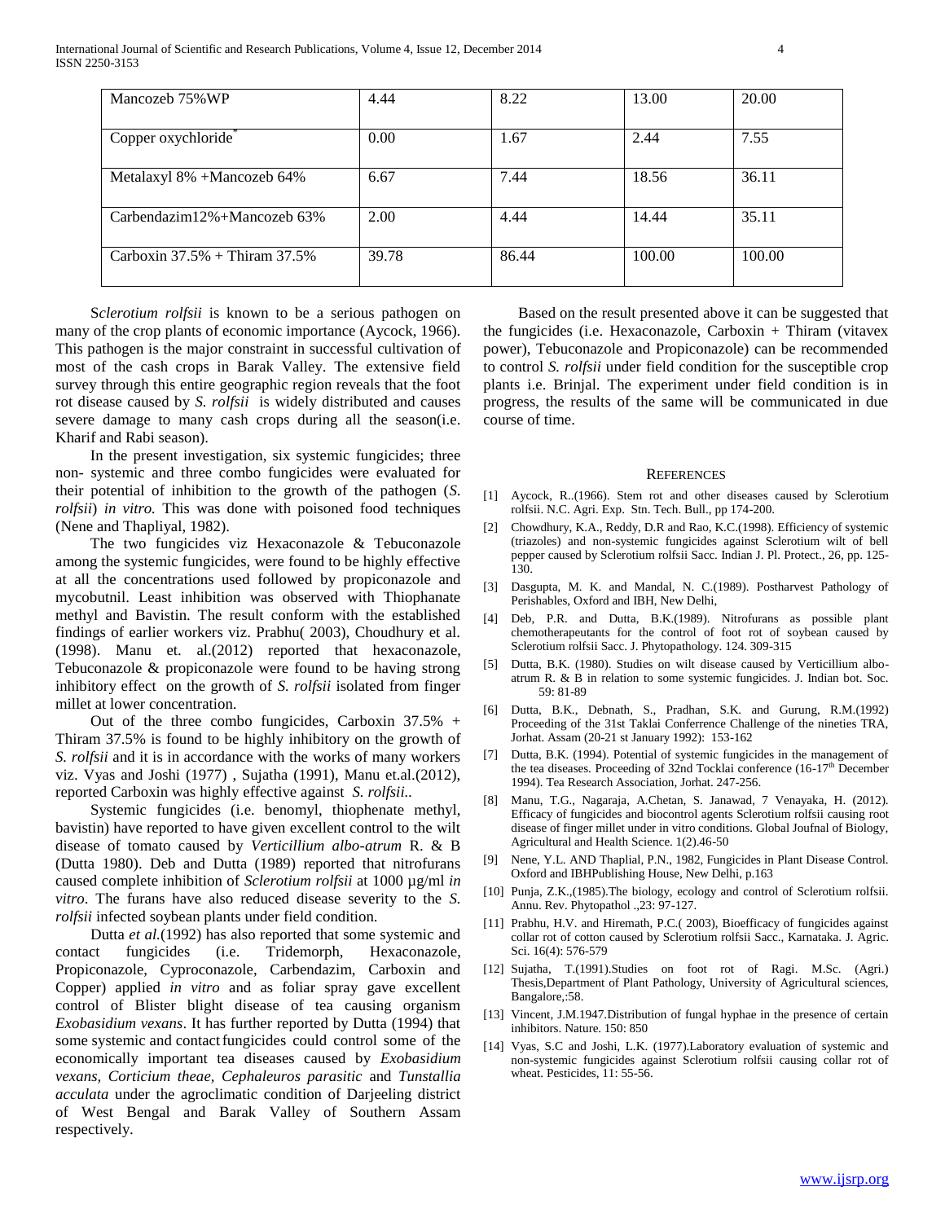| Mancozeb 75%WP | 4.44 | 8.22 | 13.00 | 20.00 |
|---|---|---|---|---|
| Copper oxychloride* | 0.00 | 1.67 | 2.44 | 7.55 |
| Metalaxyl 8% +Mancozeb 64% | 6.67 | 7.44 | 18.56 | 36.11 |
| Carbendazim12%+Mancozeb 63% | 2.00 | 4.44 | 14.44 | 35.11 |
| Carboxin 37.5% + Thiram 37.5% | 39.78 | 86.44 | 100.00 | 100.00 |

S*clerotium rolfsii* is known to be a serious pathogen on many of the crop plants of economic importance (Aycock, 1966). This pathogen is the major constraint in successful cultivation of most of the cash crops in Barak Valley. The extensive field survey through this entire geographic region reveals that the foot rot disease caused by *S. rolfsii* is widely distributed and causes severe damage to many cash crops during all the season(i.e. Kharif and Rabi season).

In the present investigation, six systemic fungicides; three non- systemic and three combo fungicides were evaluated for their potential of inhibition to the growth of the pathogen (*S. rolfsii*) *in vitro.* This was done with poisoned food techniques (Nene and Thapliyal, 1982).

The two fungicides viz Hexaconazole & Tebuconazole among the systemic fungicides, were found to be highly effective at all the concentrations used followed by propiconazole and mycobutnil. Least inhibition was observed with Thiophanate methyl and Bavistin. The result conform with the established findings of earlier workers viz. Prabhu( 2003), Choudhury et al. (1998). Manu et. al.(2012) reported that hexaconazole, Tebuconazole & propiconazole were found to be having strong inhibitory effect on the growth of *S. rolfsii* isolated from finger millet at lower concentration.

Out of the three combo fungicides, Carboxin 37.5% + Thiram 37.5% is found to be highly inhibitory on the growth of *S. rolfsii* and it is in accordance with the works of many workers viz. Vyas and Joshi (1977) , Sujatha (1991), Manu et.al.(2012), reported Carboxin was highly effective against *S. rolfsii*..

Systemic fungicides (i.e. benomyl, thiophenate methyl, bavistin) have reported to have given excellent control to the wilt disease of tomato caused by *Verticillium albo-atrum* R. & B (Dutta 1980). Deb and Dutta (1989) reported that nitrofurans caused complete inhibition of *Sclerotium rolfsii* at 1000 µg/ml *in vitro*. The furans have also reduced disease severity to the *S. rolfsii* infected soybean plants under field condition.

Dutta *et al.*(1992) has also reported that some systemic and contact fungicides (i.e. Tridemorph, Hexaconazole, Propiconazole, Cyproconazole, Carbendazim, Carboxin and Copper) applied *in vitro* and as foliar spray gave excellent control of Blister blight disease of tea causing organism *Exobasidium vexans*. It has further reported by Dutta (1994) that some systemic and contact fungicides could control some of the economically important tea diseases caused by *Exobasidium vexans, Corticium theae, Cephaleuros parasitic* and *Tunstallia acculata* under the agroclimatic condition of Darjeeling district of West Bengal and Barak Valley of Southern Assam respectively.

Based on the result presented above it can be suggested that the fungicides (i.e. Hexaconazole, Carboxin + Thiram (vitavex power), Tebuconazole and Propiconazole) can be recommended to control *S. rolfsii* under field condition for the susceptible crop plants i.e. Brinjal. The experiment under field condition is in progress, the results of the same will be communicated in due course of time.

## REFERENCES

[1] Aycock, R..(1966). Stem rot and other diseases caused by Sclerotium rolfsii. N.C. Agri. Exp. Stn. Tech. Bull., pp 174-200.

[2] Chowdhury, K.A., Reddy, D.R and Rao, K.C.(1998). Efficiency of systemic (triazoles) and non-systemic fungicides against Sclerotium wilt of bell pepper caused by Sclerotium rolfsii Sacc. Indian J. Pl. Protect., 26, pp. 125-130.

[3] Dasgupta, M. K. and Mandal, N. C.(1989). Postharvest Pathology of Perishables, Oxford and IBH, New Delhi,

[4] Deb, P.R. and Dutta, B.K.(1989). Nitrofurans as possible plant chemotherapeutants for the control of foot rot of soybean caused by Sclerotium rolfsii Sacc. J. Phytopathology. 124. 309-315

[5] Dutta, B.K. (1980). Studies on wilt disease caused by Verticillium albo-atrum R. & B in relation to some systemic fungicides. J. Indian bot. Soc. 59: 81-89

[6] Dutta, B.K., Debnath, S., Pradhan, S.K. and Gurung, R.M.(1992) Proceeding of the 31st Taklai Conferrence Challenge of the nineties TRA, Jorhat. Assam (20-21 st January 1992): 153-162

[7] Dutta, B.K. (1994). Potential of systemic fungicides in the management of the tea diseases. Proceeding of 32nd Tocklai conference (16-17th December 1994). Tea Research Association, Jorhat. 247-256.

[8] Manu, T.G., Nagaraja, A.Chetan, S. Janawad, 7 Venayaka, H. (2012). Efficacy of fungicides and biocontrol agents Sclerotium rolfsii causing root disease of finger millet under in vitro conditions. Global Joufnal of Biology, Agricultural and Health Science. 1(2).46-50

[9] Nene, Y.L. AND Thaplial, P.N., 1982, Fungicides in Plant Disease Control. Oxford and IBHPublishing House, New Delhi, p.163

[10] Punja, Z.K.,(1985).The biology, ecology and control of Sclerotium rolfsii. Annu. Rev. Phytopathol .,23: 97-127.

[11] Prabhu, H.V. and Hiremath, P.C.( 2003), Bioefficacy of fungicides against collar rot of cotton caused by Sclerotium rolfsii Sacc., Karnataka. J. Agric. Sci. 16(4): 576-579

[12] Sujatha, T.(1991).Studies on foot rot of Ragi. M.Sc. (Agri.) Thesis,Department of Plant Pathology, University of Agricultural sciences, Bangalore,:58.

[13] Vincent, J.M.1947.Distribution of fungal hyphae in the presence of certain inhibitors. Nature. 150: 850

[14] Vyas, S.C and Joshi, L.K. (1977).Laboratory evaluation of systemic and non-systemic fungicides against Sclerotium rolfsii causing collar rot of wheat. Pesticides, 11: 55-56.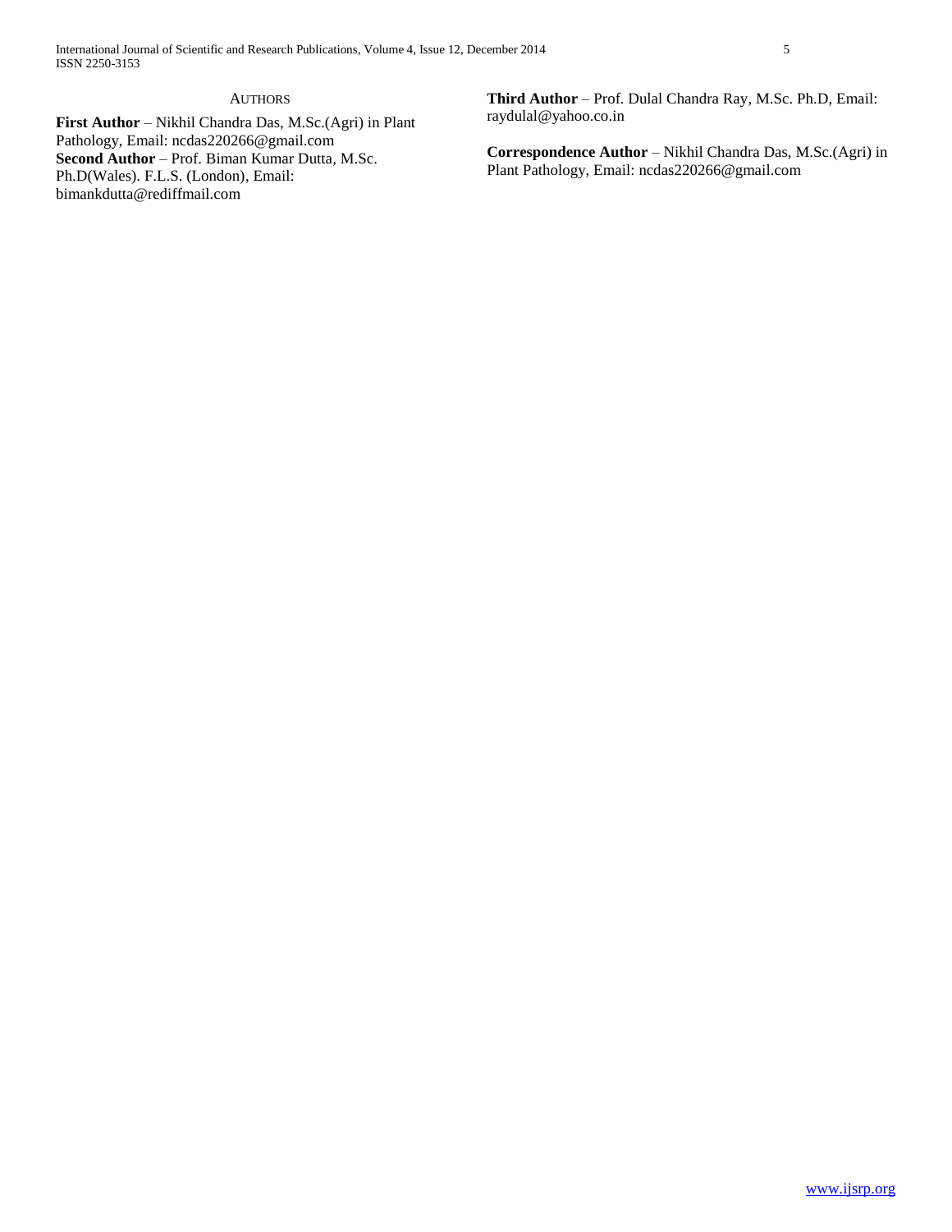## AUTHORS

**First Author** – Nikhil Chandra Das, M.Sc.(Agri) in Plant Pathology, Email: ncdas220266@gmail.com

**Second Author** – Prof. Biman Kumar Dutta, M.Sc. Ph.D(Wales). F.L.S. (London), Email: bimankdutta@rediffmail.com

**Third Author** – Prof. Dulal Chandra Ray, M.Sc. Ph.D, Email: raydulal@yahoo.co.in

**Correspondence Author** – Nikhil Chandra Das, M.Sc.(Agri) in Plant Pathology, Email: ncdas220266@gmail.com